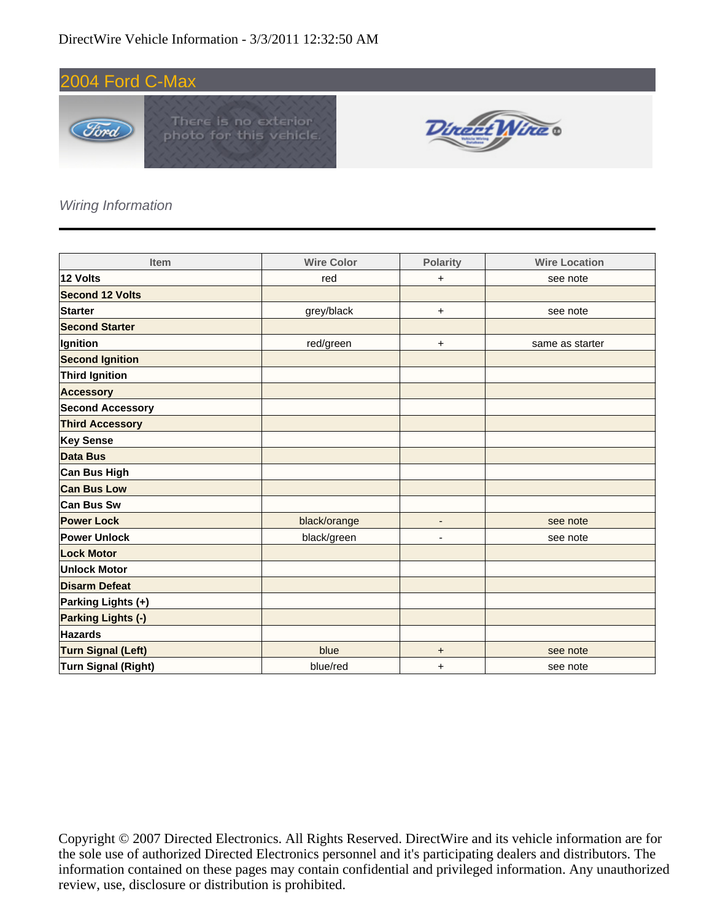DirectWire Vehicle Information - 3/3/2011 12:32:50 AM

# 2004 Ford C-Max

*Wiring Information*

| Item | Wire Color | Polarity | Wire Location |
|---|---|---|---|
| **12 Volts** | red | + | see note |
| **Second 12 Volts** | | | |
| **Starter** | grey/black | + | see note |
| **Second Starter** | | | |
| **Ignition** | red/green | + | same as starter |
| **Second Ignition** | | | |
| **Third Ignition** | | | |
| **Accessory** | | | |
| **Second Accessory** | | | |
| **Third Accessory** | | | |
| **Key Sense** | | | |
| **Data Bus** | | | |
| **Can Bus High** | | | |
| **Can Bus Low** | | | |
| **Can Bus Sw** | | | |
| **Power Lock** | black/orange | - | see note |
| **Power Unlock** | black/green | - | see note |
| **Lock Motor** | | | |
| **Unlock Motor** | | | |
| **Disarm Defeat** | | | |
| **Parking Lights (+)** | | | |
| **Parking Lights (-)** | | | |
| **Hazards** | | | |
| **Turn Signal (Left)** | blue | + | see note |
| **Turn Signal (Right)** | blue/red | + | see note |

Copyright © 2007 Directed Electronics. All Rights Reserved. DirectWire and its vehicle information are for the sole use of authorized Directed Electronics personnel and it's participating dealers and distributors. The information contained on these pages may contain confidential and privileged information. Any unauthorized review, use, disclosure or distribution is prohibited.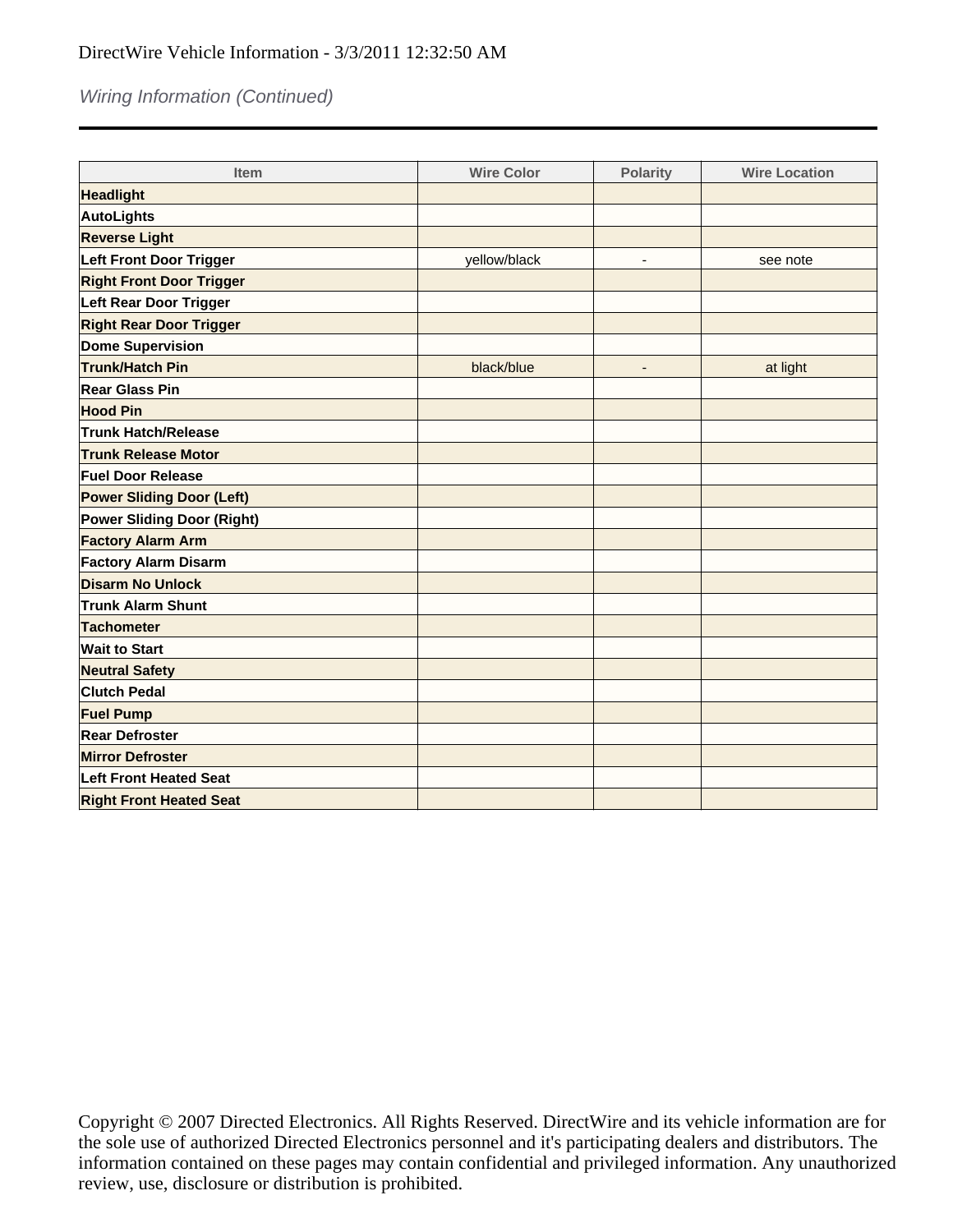*Wiring Information (Continued)*

| Item | Wire Color | Polarity | Wire Location |
|---|---|---|---|
| **Headlight** | | | |
| **AutoLights** | | | |
| **Reverse Light** | | | |
| **Left Front Door Trigger** | yellow/black | - | see note |
| **Right Front Door Trigger** | | | |
| **Left Rear Door Trigger** | | | |
| **Right Rear Door Trigger** | | | |
| **Dome Supervision** | | | |
| **Trunk/Hatch Pin** | black/blue | - | at light |
| **Rear Glass Pin** | | | |
| **Hood Pin** | | | |
| **Trunk Hatch/Release** | | | |
| **Trunk Release Motor** | | | |
| **Fuel Door Release** | | | |
| **Power Sliding Door (Left)** | | | |
| **Power Sliding Door (Right)** | | | |
| **Factory Alarm Arm** | | | |
| **Factory Alarm Disarm** | | | |
| **Disarm No Unlock** | | | |
| **Trunk Alarm Shunt** | | | |
| **Tachometer** | | | |
| **Wait to Start** | | | |
| **Neutral Safety** | | | |
| **Clutch Pedal** | | | |
| **Fuel Pump** | | | |
| **Rear Defroster** | | | |
| **Mirror Defroster** | | | |
| **Left Front Heated Seat** | | | |
| **Right Front Heated Seat** | | | |

Copyright © 2007 Directed Electronics. All Rights Reserved. DirectWire and its vehicle information are for the sole use of authorized Directed Electronics personnel and it's participating dealers and distributors. The information contained on these pages may contain confidential and privileged information. Any unauthorized review, use, disclosure or distribution is prohibited.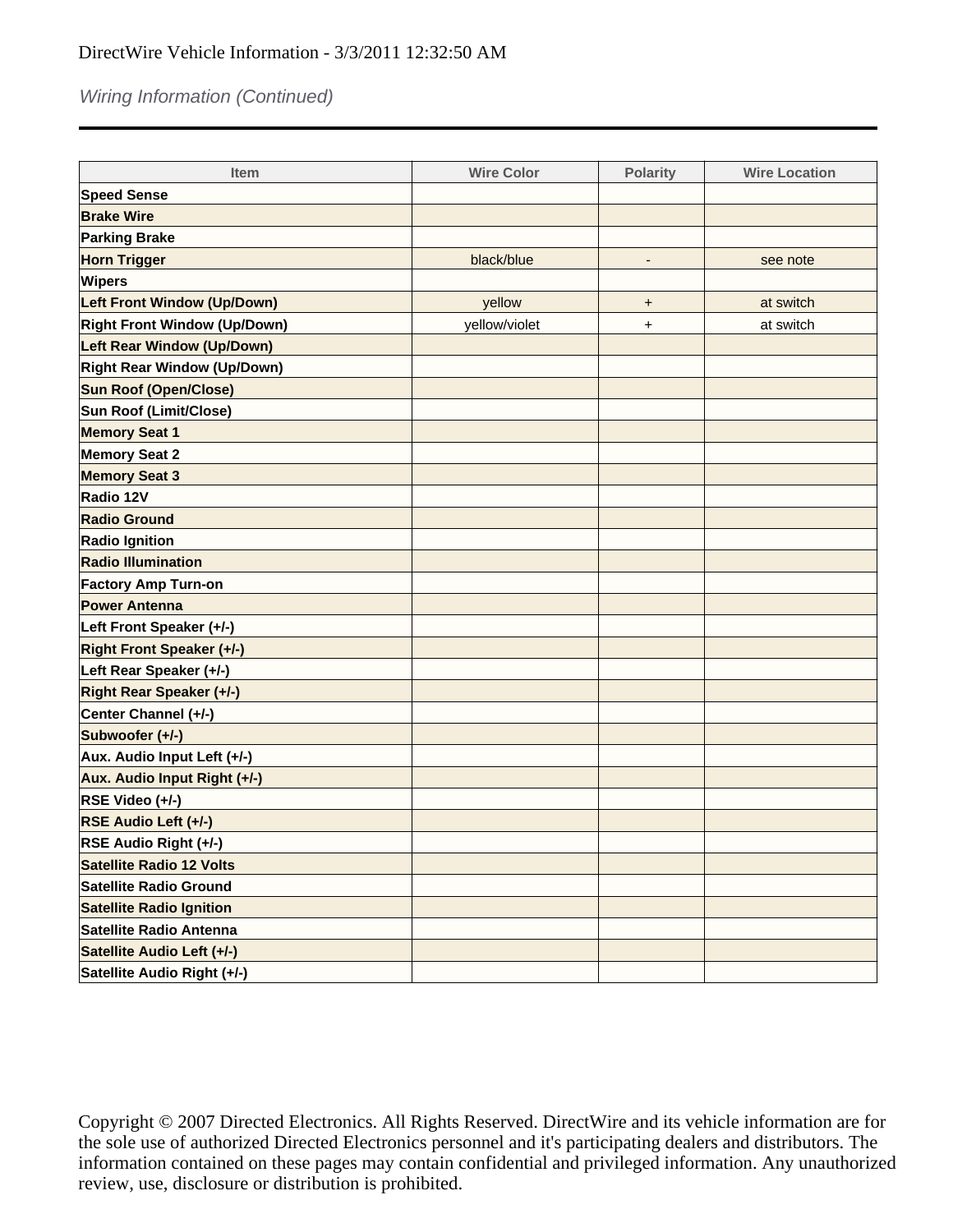*Wiring Information (Continued)*

| Item | Wire Color | Polarity | Wire Location |
|---|---|---|---|
| **Speed Sense** | | | |
| **Brake Wire** | | | |
| **Parking Brake** | | | |
| **Horn Trigger** | black/blue | - | see note |
| **Wipers** | | | |
| **Left Front Window (Up/Down)** | yellow | + | at switch |
| **Right Front Window (Up/Down)** | yellow/violet | + | at switch |
| **Left Rear Window (Up/Down)** | | | |
| **Right Rear Window (Up/Down)** | | | |
| **Sun Roof (Open/Close)** | | | |
| **Sun Roof (Limit/Close)** | | | |
| **Memory Seat 1** | | | |
| **Memory Seat 2** | | | |
| **Memory Seat 3** | | | |
| **Radio 12V** | | | |
| **Radio Ground** | | | |
| **Radio Ignition** | | | |
| **Radio Illumination** | | | |
| **Factory Amp Turn-on** | | | |
| **Power Antenna** | | | |
| **Left Front Speaker (+/-)** | | | |
| **Right Front Speaker (+/-)** | | | |
| **Left Rear Speaker (+/-)** | | | |
| **Right Rear Speaker (+/-)** | | | |
| **Center Channel (+/-)** | | | |
| **Subwoofer (+/-)** | | | |
| **Aux. Audio Input Left (+/-)** | | | |
| **Aux. Audio Input Right (+/-)** | | | |
| **RSE Video (+/-)** | | | |
| **RSE Audio Left (+/-)** | | | |
| **RSE Audio Right (+/-)** | | | |
| **Satellite Radio 12 Volts** | | | |
| **Satellite Radio Ground** | | | |
| **Satellite Radio Ignition** | | | |
| **Satellite Radio Antenna** | | | |
| **Satellite Audio Left (+/-)** | | | |
| **Satellite Audio Right (+/-)** | | | |

Copyright © 2007 Directed Electronics. All Rights Reserved. DirectWire and its vehicle information are for the sole use of authorized Directed Electronics personnel and it's participating dealers and distributors. The information contained on these pages may contain confidential and privileged information. Any unauthorized review, use, disclosure or distribution is prohibited.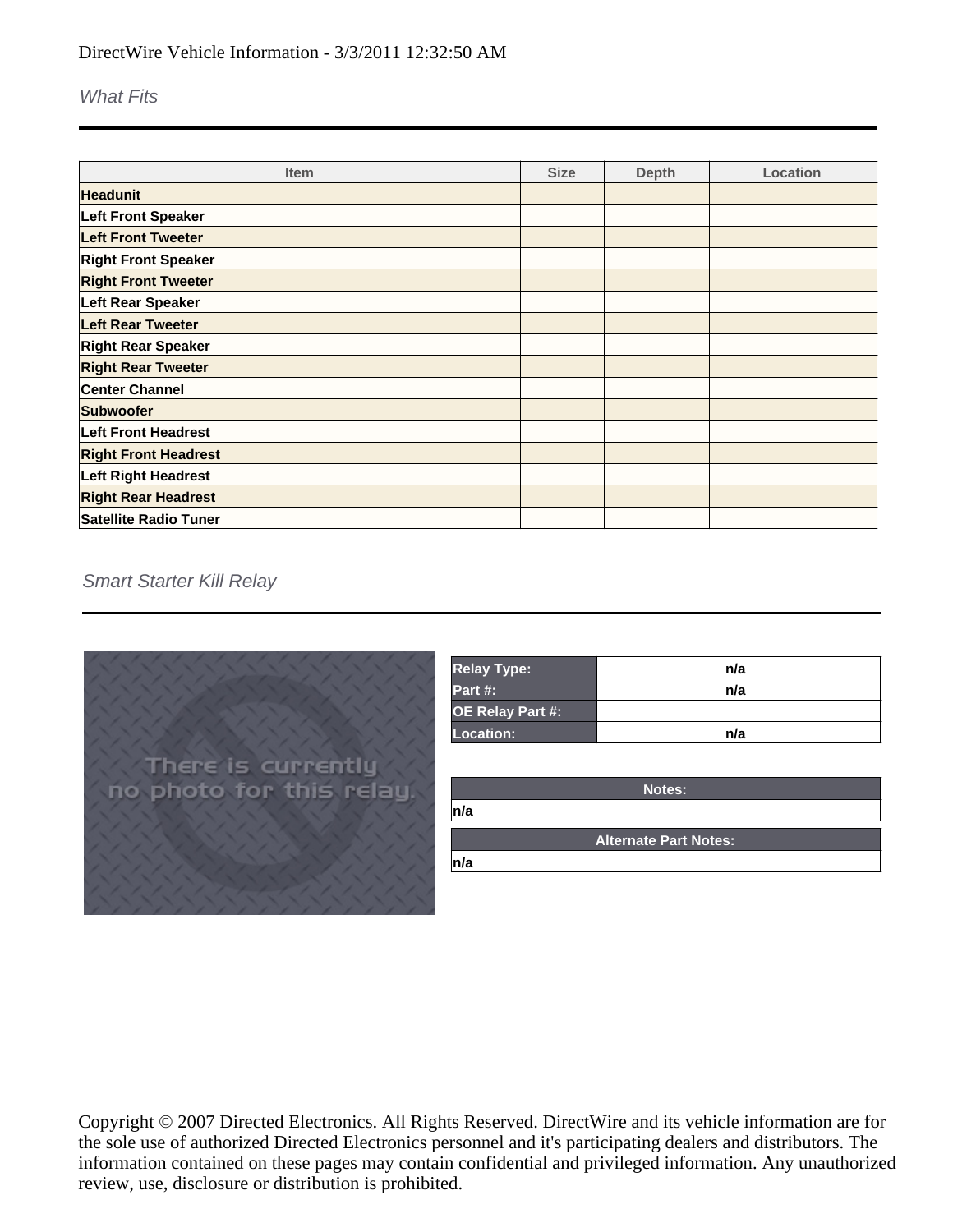DirectWire Vehicle Information - 3/3/2011 12:32:50 AM

## What Fits

| Item | Size | Depth | Location |
|---|---|---|---|
| **Headunit** | | | |
| **Left Front Speaker** | | | |
| **Left Front Tweeter** | | | |
| **Right Front Speaker** | | | |
| **Right Front Tweeter** | | | |
| **Left Rear Speaker** | | | |
| **Left Rear Tweeter** | | | |
| **Right Rear Speaker** | | | |
| **Right Rear Tweeter** | | | |
| **Center Channel** | | | |
| **Subwoofer** | | | |
| **Left Front Headrest** | | | |
| **Right Front Headrest** | | | |
| **Left Right Headrest** | | | |
| **Right Rear Headrest** | | | |
| **Satellite Radio Tuner** | | | |

## Smart Starter Kill Relay

There is currently no photo for this relay.

| | |
|---|---|
| **Relay Type:** | n/a |
| **Part #:** | n/a |
| **OE Relay Part #:** | |
| **Location:** | n/a |

| Notes: |
|---|
| n/a |

| Alternate Part Notes: |
|---|
| n/a |

Copyright © 2007 Directed Electronics. All Rights Reserved. DirectWire and its vehicle information are for the sole use of authorized Directed Electronics personnel and it's participating dealers and distributors. The information contained on these pages may contain confidential and privileged information. Any unauthorized review, use, disclosure or distribution is prohibited.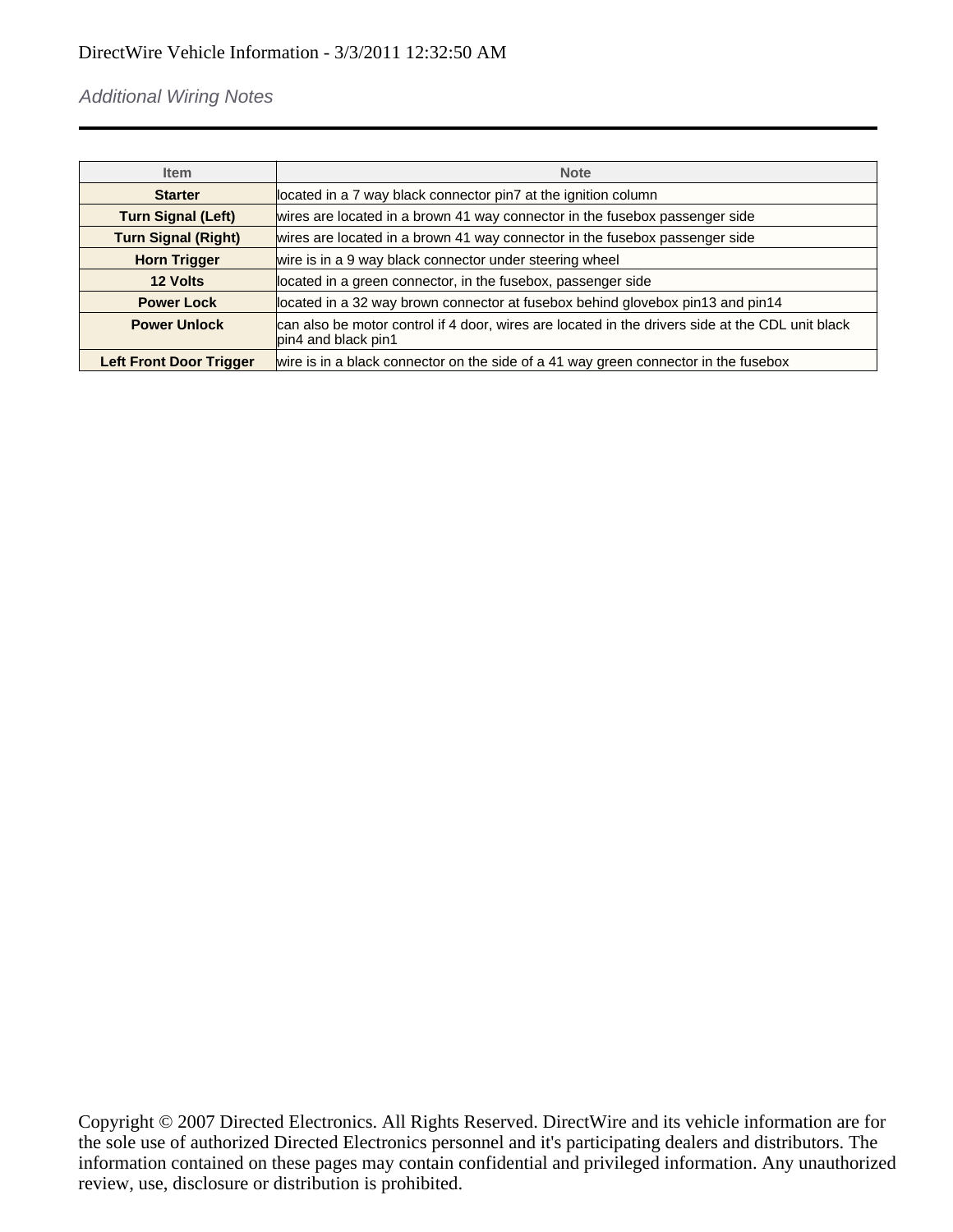*Additional Wiring Notes*

| Item | Note |
|---|---|
| **Starter** | located in a 7 way black connector pin7 at the ignition column |
| **Turn Signal (Left)** | wires are located in a brown 41 way connector in the fusebox passenger side |
| **Turn Signal (Right)** | wires are located in a brown 41 way connector in the fusebox passenger side |
| **Horn Trigger** | wire is in a 9 way black connector under steering wheel |
| **12 Volts** | located in a green connector, in the fusebox, passenger side |
| **Power Lock** | located in a 32 way brown connector at fusebox behind glovebox pin13 and pin14 |
| **Power Unlock** | can also be motor control if 4 door, wires are located in the drivers side at the CDL unit black pin4 and black pin1 |
| **Left Front Door Trigger** | wire is in a black connector on the side of a 41 way green connector in the fusebox |

Copyright © 2007 Directed Electronics. All Rights Reserved. DirectWire and its vehicle information are for the sole use of authorized Directed Electronics personnel and it's participating dealers and distributors. The information contained on these pages may contain confidential and privileged information. Any unauthorized review, use, disclosure or distribution is prohibited.